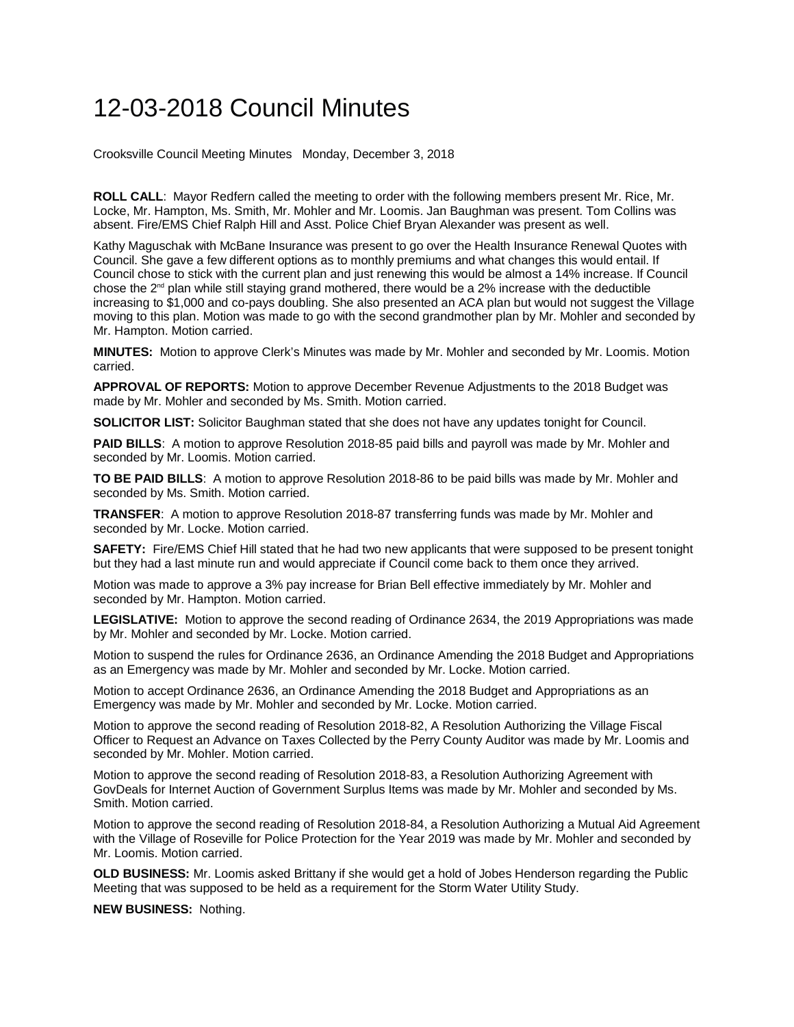# 12-03-2018 Council Minutes

Crooksville Council Meeting Minutes Monday, December 3, 2018

**ROLL CALL**: Mayor Redfern called the meeting to order with the following members present Mr. Rice, Mr. Locke, Mr. Hampton, Ms. Smith, Mr. Mohler and Mr. Loomis. Jan Baughman was present. Tom Collins was absent. Fire/EMS Chief Ralph Hill and Asst. Police Chief Bryan Alexander was present as well.

Kathy Maguschak with McBane Insurance was present to go over the Health Insurance Renewal Quotes with Council. She gave a few different options as to monthly premiums and what changes this would entail. If Council chose to stick with the current plan and just renewing this would be almost a 14% increase. If Council chose the 2nd plan while still staying grand mothered, there would be a 2% increase with the deductible increasing to $1,000 and co-pays doubling. She also presented an ACA plan but would not suggest the Village moving to this plan. Motion was made to go with the second grandmother plan by Mr. Mohler and seconded by Mr. Hampton. Motion carried.

**MINUTES:** Motion to approve Clerk's Minutes was made by Mr. Mohler and seconded by Mr. Loomis. Motion carried.

**APPROVAL OF REPORTS:** Motion to approve December Revenue Adjustments to the 2018 Budget was made by Mr. Mohler and seconded by Ms. Smith. Motion carried.

**SOLICITOR LIST:** Solicitor Baughman stated that she does not have any updates tonight for Council.

**PAID BILLS**: A motion to approve Resolution 2018-85 paid bills and payroll was made by Mr. Mohler and seconded by Mr. Loomis. Motion carried.

**TO BE PAID BILLS**: A motion to approve Resolution 2018-86 to be paid bills was made by Mr. Mohler and seconded by Ms. Smith. Motion carried.

**TRANSFER**: A motion to approve Resolution 2018-87 transferring funds was made by Mr. Mohler and seconded by Mr. Locke. Motion carried.

**SAFETY:** Fire/EMS Chief Hill stated that he had two new applicants that were supposed to be present tonight but they had a last minute run and would appreciate if Council come back to them once they arrived.

Motion was made to approve a 3% pay increase for Brian Bell effective immediately by Mr. Mohler and seconded by Mr. Hampton. Motion carried.

**LEGISLATIVE:** Motion to approve the second reading of Ordinance 2634, the 2019 Appropriations was made by Mr. Mohler and seconded by Mr. Locke. Motion carried.

Motion to suspend the rules for Ordinance 2636, an Ordinance Amending the 2018 Budget and Appropriations as an Emergency was made by Mr. Mohler and seconded by Mr. Locke. Motion carried.

Motion to accept Ordinance 2636, an Ordinance Amending the 2018 Budget and Appropriations as an Emergency was made by Mr. Mohler and seconded by Mr. Locke. Motion carried.

Motion to approve the second reading of Resolution 2018-82, A Resolution Authorizing the Village Fiscal Officer to Request an Advance on Taxes Collected by the Perry County Auditor was made by Mr. Loomis and seconded by Mr. Mohler. Motion carried.

Motion to approve the second reading of Resolution 2018-83, a Resolution Authorizing Agreement with GovDeals for Internet Auction of Government Surplus Items was made by Mr. Mohler and seconded by Ms. Smith. Motion carried.

Motion to approve the second reading of Resolution 2018-84, a Resolution Authorizing a Mutual Aid Agreement with the Village of Roseville for Police Protection for the Year 2019 was made by Mr. Mohler and seconded by Mr. Loomis. Motion carried.

**OLD BUSINESS:** Mr. Loomis asked Brittany if she would get a hold of Jobes Henderson regarding the Public Meeting that was supposed to be held as a requirement for the Storm Water Utility Study.

**NEW BUSINESS:** Nothing.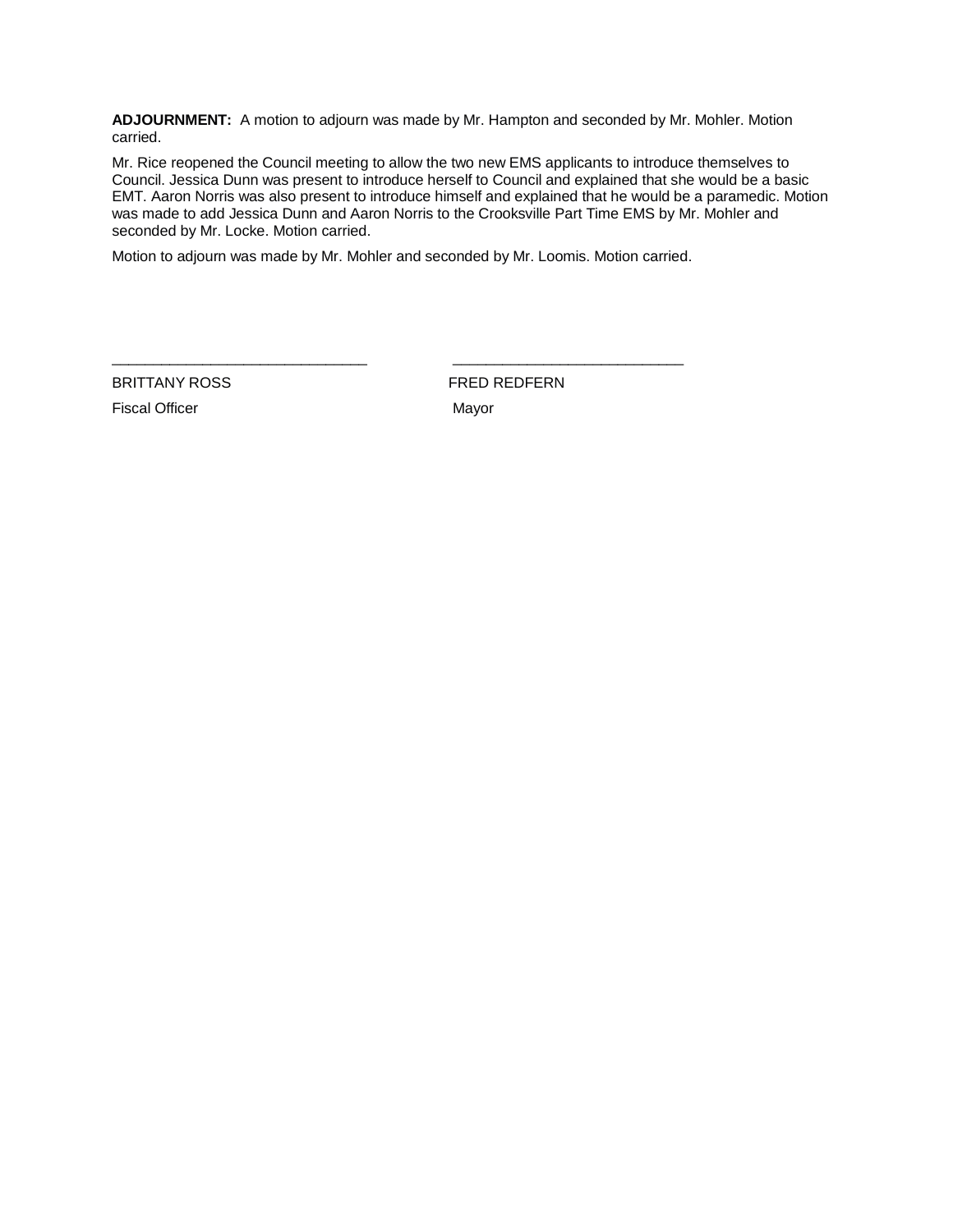**ADJOURNMENT:** A motion to adjourn was made by Mr. Hampton and seconded by Mr. Mohler. Motion carried.

Mr. Rice reopened the Council meeting to allow the two new EMS applicants to introduce themselves to Council. Jessica Dunn was present to introduce herself to Council and explained that she would be a basic EMT. Aaron Norris was also present to introduce himself and explained that he would be a paramedic. Motion was made to add Jessica Dunn and Aaron Norris to the Crooksville Part Time EMS by Mr. Mohler and seconded by Mr. Locke. Motion carried.

Motion to adjourn was made by Mr. Mohler and seconded by Mr. Loomis. Motion carried.

\_\_\_\_\_\_\_\_\_\_\_\_\_\_\_\_\_\_\_\_\_\_\_\_\_\_\_\_\_\_\_\_

BRITTANY ROSS

Fiscal Officer

\_\_\_\_\_\_\_\_\_\_\_\_\_\_\_\_\_\_\_\_\_\_\_\_\_\_\_\_\_\_\_\_

FRED REDFERN

Mayor